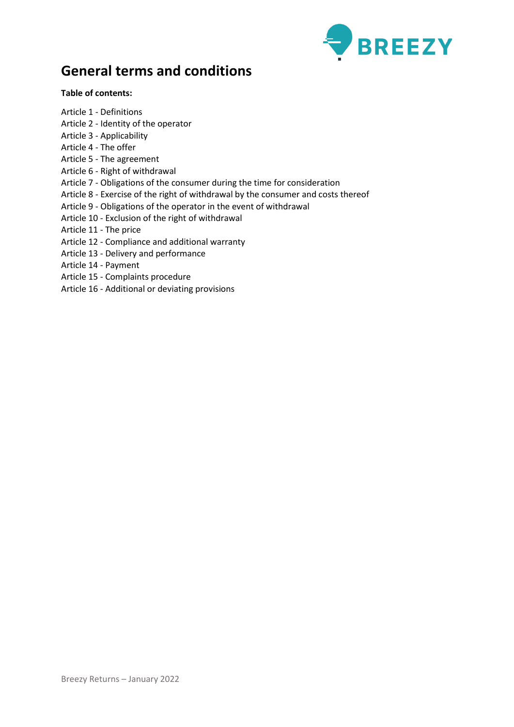# General terms and conditions

**Table of contents:**

Article 1 - Definitions
Article 2 - Identity of the operator
Article 3 - Applicability
Article 4 - The offer
Article 5 - The agreement
Article 6 - Right of withdrawal
Article 7 - Obligations of the consumer during the time for consideration
Article 8 - Exercise of the right of withdrawal by the consumer and costs thereof
Article 9 - Obligations of the operator in the event of withdrawal
Article 10 - Exclusion of the right of withdrawal
Article 11 - The price
Article 12 - Compliance and additional warranty
Article 13 - Delivery and performance
Article 14 - Payment
Article 15 - Complaints procedure
Article 16 - Additional or deviating provisions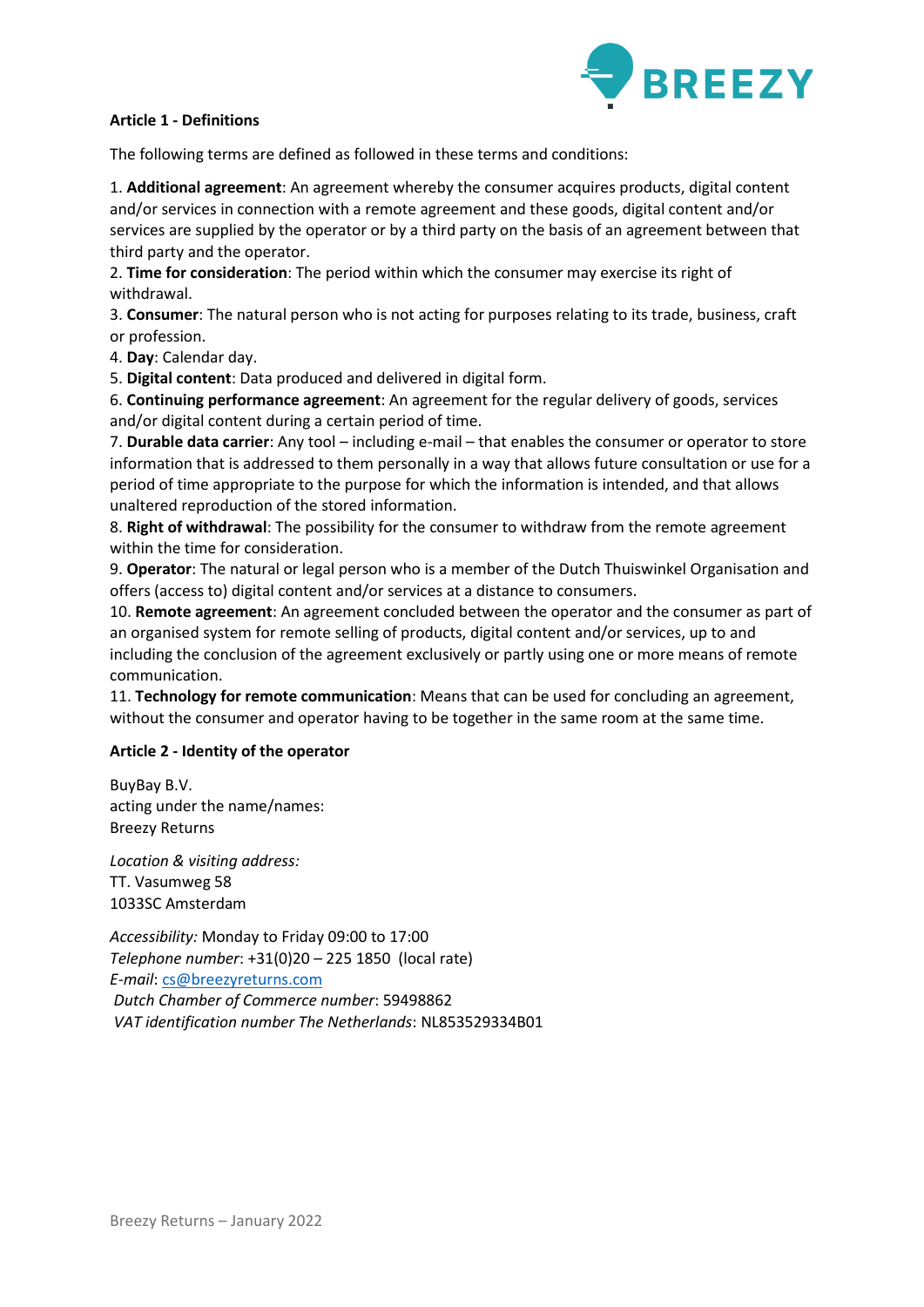**Article 1 - Definitions**

The following terms are defined as followed in these terms and conditions:

1. **Additional agreement**: An agreement whereby the consumer acquires products, digital content and/or services in connection with a remote agreement and these goods, digital content and/or services are supplied by the operator or by a third party on the basis of an agreement between that third party and the operator.
2. **Time for consideration**: The period within which the consumer may exercise its right of withdrawal.
3. **Consumer**: The natural person who is not acting for purposes relating to its trade, business, craft or profession.
4. **Day**: Calendar day.
5. **Digital content**: Data produced and delivered in digital form.
6. **Continuing performance agreement**: An agreement for the regular delivery of goods, services and/or digital content during a certain period of time.
7. **Durable data carrier**: Any tool – including e-mail – that enables the consumer or operator to store information that is addressed to them personally in a way that allows future consultation or use for a period of time appropriate to the purpose for which the information is intended, and that allows unaltered reproduction of the stored information.
8. **Right of withdrawal**: The possibility for the consumer to withdraw from the remote agreement within the time for consideration.
9. **Operator**: The natural or legal person who is a member of the Dutch Thuiswinkel Organisation and offers (access to) digital content and/or services at a distance to consumers.
10. **Remote agreement**: An agreement concluded between the operator and the consumer as part of an organised system for remote selling of products, digital content and/or services, up to and including the conclusion of the agreement exclusively or partly using one or more means of remote communication.
11. **Technology for remote communication**: Means that can be used for concluding an agreement, without the consumer and operator having to be together in the same room at the same time.

**Article 2 - Identity of the operator**

BuyBay B.V.
acting under the name/names:
Breezy Returns

*Location & visiting address:*
TT. Vasumweg 58
1033SC Amsterdam

*Accessibility:* Monday to Friday 09:00 to 17:00
*Telephone number*: +31(0)20 – 225 1850 (local rate)
*E-mail*: cs@breezyreturns.com
*Dutch Chamber of Commerce number*: 59498862
*VAT identification number The Netherlands*: NL853529334B01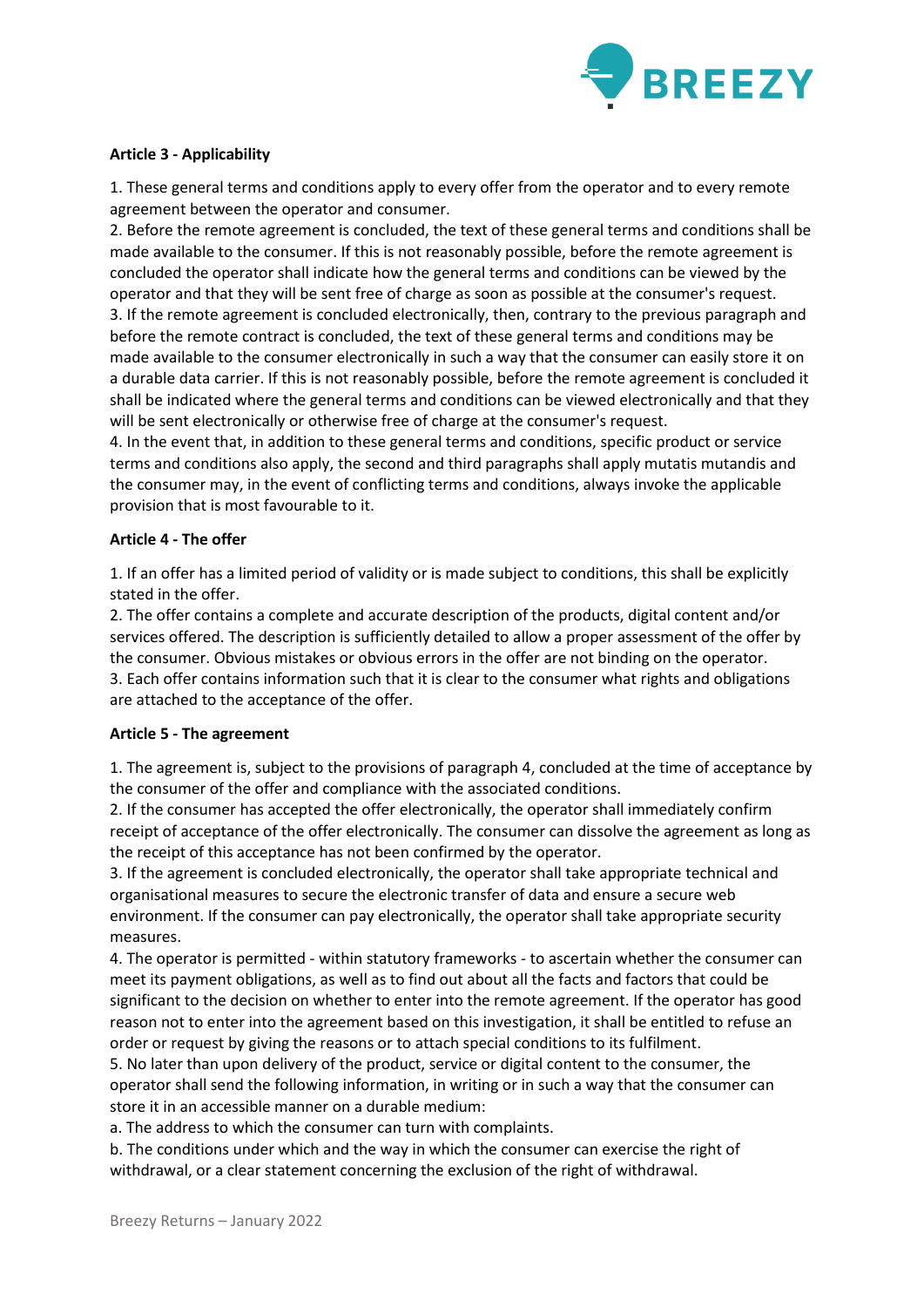**Article 3 - Applicability**

1. These general terms and conditions apply to every offer from the operator and to every remote agreement between the operator and consumer.
2. Before the remote agreement is concluded, the text of these general terms and conditions shall be made available to the consumer. If this is not reasonably possible, before the remote agreement is concluded the operator shall indicate how the general terms and conditions can be viewed by the operator and that they will be sent free of charge as soon as possible at the consumer's request.
3. If the remote agreement is concluded electronically, then, contrary to the previous paragraph and before the remote contract is concluded, the text of these general terms and conditions may be made available to the consumer electronically in such a way that the consumer can easily store it on a durable data carrier. If this is not reasonably possible, before the remote agreement is concluded it shall be indicated where the general terms and conditions can be viewed electronically and that they will be sent electronically or otherwise free of charge at the consumer's request.
4. In the event that, in addition to these general terms and conditions, specific product or service terms and conditions also apply, the second and third paragraphs shall apply mutatis mutandis and the consumer may, in the event of conflicting terms and conditions, always invoke the applicable provision that is most favourable to it.

**Article 4 - The offer**

1. If an offer has a limited period of validity or is made subject to conditions, this shall be explicitly stated in the offer.
2. The offer contains a complete and accurate description of the products, digital content and/or services offered. The description is sufficiently detailed to allow a proper assessment of the offer by the consumer. Obvious mistakes or obvious errors in the offer are not binding on the operator.
3. Each offer contains information such that it is clear to the consumer what rights and obligations are attached to the acceptance of the offer.

**Article 5 - The agreement**

1. The agreement is, subject to the provisions of paragraph 4, concluded at the time of acceptance by the consumer of the offer and compliance with the associated conditions.
2. If the consumer has accepted the offer electronically, the operator shall immediately confirm receipt of acceptance of the offer electronically. The consumer can dissolve the agreement as long as the receipt of this acceptance has not been confirmed by the operator.
3. If the agreement is concluded electronically, the operator shall take appropriate technical and organisational measures to secure the electronic transfer of data and ensure a secure web environment. If the consumer can pay electronically, the operator shall take appropriate security measures.
4. The operator is permitted - within statutory frameworks - to ascertain whether the consumer can meet its payment obligations, as well as to find out about all the facts and factors that could be significant to the decision on whether to enter into the remote agreement. If the operator has good reason not to enter into the agreement based on this investigation, it shall be entitled to refuse an order or request by giving the reasons or to attach special conditions to its fulfilment.
5. No later than upon delivery of the product, service or digital content to the consumer, the operator shall send the following information, in writing or in such a way that the consumer can store it in an accessible manner on a durable medium:
a. The address to which the consumer can turn with complaints.
b. The conditions under which and the way in which the consumer can exercise the right of withdrawal, or a clear statement concerning the exclusion of the right of withdrawal.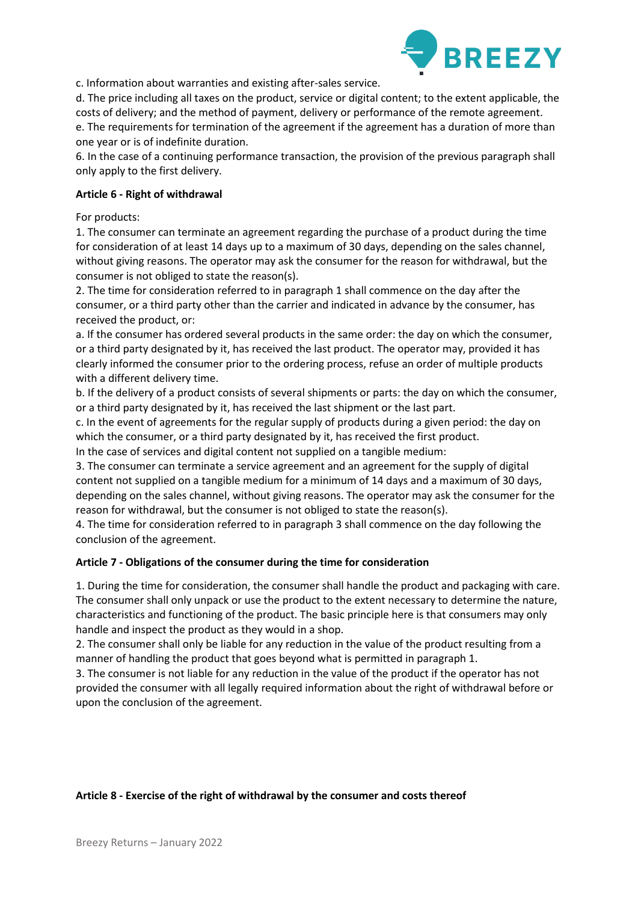c. Information about warranties and existing after-sales service.
d. The price including all taxes on the product, service or digital content; to the extent applicable, the costs of delivery; and the method of payment, delivery or performance of the remote agreement.
e. The requirements for termination of the agreement if the agreement has a duration of more than one year or is of indefinite duration.
6. In the case of a continuing performance transaction, the provision of the previous paragraph shall only apply to the first delivery.

**Article 6 - Right of withdrawal**

For products:
1. The consumer can terminate an agreement regarding the purchase of a product during the time for consideration of at least 14 days up to a maximum of 30 days, depending on the sales channel, without giving reasons. The operator may ask the consumer for the reason for withdrawal, but the consumer is not obliged to state the reason(s).
2. The time for consideration referred to in paragraph 1 shall commence on the day after the consumer, or a third party other than the carrier and indicated in advance by the consumer, has received the product, or:
a. If the consumer has ordered several products in the same order: the day on which the consumer, or a third party designated by it, has received the last product. The operator may, provided it has clearly informed the consumer prior to the ordering process, refuse an order of multiple products with a different delivery time.
b. If the delivery of a product consists of several shipments or parts: the day on which the consumer, or a third party designated by it, has received the last shipment or the last part.
c. In the event of agreements for the regular supply of products during a given period: the day on which the consumer, or a third party designated by it, has received the first product.
In the case of services and digital content not supplied on a tangible medium:
3. The consumer can terminate a service agreement and an agreement for the supply of digital content not supplied on a tangible medium for a minimum of 14 days and a maximum of 30 days, depending on the sales channel, without giving reasons. The operator may ask the consumer for the reason for withdrawal, but the consumer is not obliged to state the reason(s).
4. The time for consideration referred to in paragraph 3 shall commence on the day following the conclusion of the agreement.

**Article 7 - Obligations of the consumer during the time for consideration**

1. During the time for consideration, the consumer shall handle the product and packaging with care. The consumer shall only unpack or use the product to the extent necessary to determine the nature, characteristics and functioning of the product. The basic principle here is that consumers may only handle and inspect the product as they would in a shop.
2. The consumer shall only be liable for any reduction in the value of the product resulting from a manner of handling the product that goes beyond what is permitted in paragraph 1.
3. The consumer is not liable for any reduction in the value of the product if the operator has not provided the consumer with all legally required information about the right of withdrawal before or upon the conclusion of the agreement.

**Article 8 - Exercise of the right of withdrawal by the consumer and costs thereof**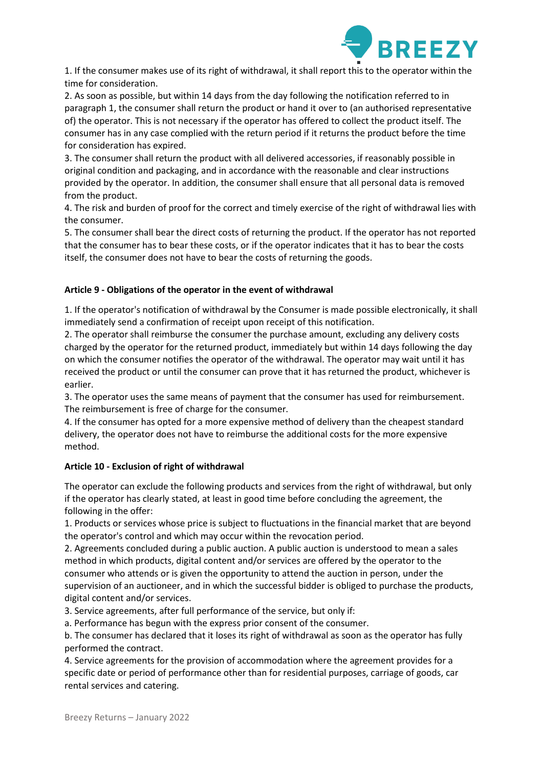1. If the consumer makes use of its right of withdrawal, it shall report this to the operator within the time for consideration.
2. As soon as possible, but within 14 days from the day following the notification referred to in paragraph 1, the consumer shall return the product or hand it over to (an authorised representative of) the operator. This is not necessary if the operator has offered to collect the product itself. The consumer has in any case complied with the return period if it returns the product before the time for consideration has expired.
3. The consumer shall return the product with all delivered accessories, if reasonably possible in original condition and packaging, and in accordance with the reasonable and clear instructions provided by the operator. In addition, the consumer shall ensure that all personal data is removed from the product.
4. The risk and burden of proof for the correct and timely exercise of the right of withdrawal lies with the consumer.
5. The consumer shall bear the direct costs of returning the product. If the operator has not reported that the consumer has to bear these costs, or if the operator indicates that it has to bear the costs itself, the consumer does not have to bear the costs of returning the goods.

**Article 9 - Obligations of the operator in the event of withdrawal**

1. If the operator's notification of withdrawal by the Consumer is made possible electronically, it shall immediately send a confirmation of receipt upon receipt of this notification.
2. The operator shall reimburse the consumer the purchase amount, excluding any delivery costs charged by the operator for the returned product, immediately but within 14 days following the day on which the consumer notifies the operator of the withdrawal. The operator may wait until it has received the product or until the consumer can prove that it has returned the product, whichever is earlier.
3. The operator uses the same means of payment that the consumer has used for reimbursement. The reimbursement is free of charge for the consumer.
4. If the consumer has opted for a more expensive method of delivery than the cheapest standard delivery, the operator does not have to reimburse the additional costs for the more expensive method.

**Article 10 - Exclusion of right of withdrawal**

The operator can exclude the following products and services from the right of withdrawal, but only if the operator has clearly stated, at least in good time before concluding the agreement, the following in the offer:

1. Products or services whose price is subject to fluctuations in the financial market that are beyond the operator's control and which may occur within the revocation period.
2. Agreements concluded during a public auction. A public auction is understood to mean a sales method in which products, digital content and/or services are offered by the operator to the consumer who attends or is given the opportunity to attend the auction in person, under the supervision of an auctioneer, and in which the successful bidder is obliged to purchase the products, digital content and/or services.
3. Service agreements, after full performance of the service, but only if:
   a. Performance has begun with the express prior consent of the consumer.
   b. The consumer has declared that it loses its right of withdrawal as soon as the operator has fully performed the contract.
4. Service agreements for the provision of accommodation where the agreement provides for a specific date or period of performance other than for residential purposes, carriage of goods, car rental services and catering.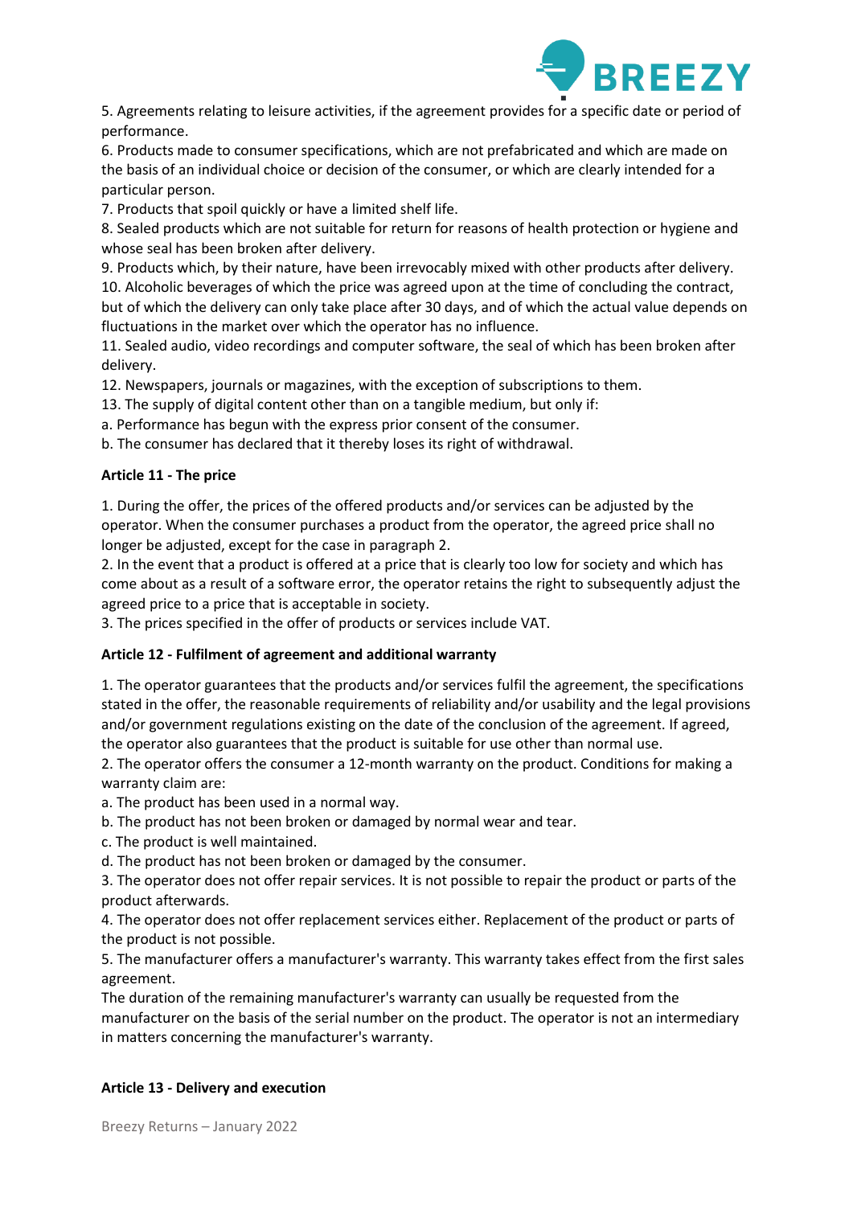5. Agreements relating to leisure activities, if the agreement provides for a specific date or period of performance.
6. Products made to consumer specifications, which are not prefabricated and which are made on the basis of an individual choice or decision of the consumer, or which are clearly intended for a particular person.
7. Products that spoil quickly or have a limited shelf life.
8. Sealed products which are not suitable for return for reasons of health protection or hygiene and whose seal has been broken after delivery.
9. Products which, by their nature, have been irrevocably mixed with other products after delivery.
10. Alcoholic beverages of which the price was agreed upon at the time of concluding the contract, but of which the delivery can only take place after 30 days, and of which the actual value depends on fluctuations in the market over which the operator has no influence.
11. Sealed audio, video recordings and computer software, the seal of which has been broken after delivery.
12. Newspapers, journals or magazines, with the exception of subscriptions to them.
13. The supply of digital content other than on a tangible medium, but only if:
a. Performance has begun with the express prior consent of the consumer.
b. The consumer has declared that it thereby loses its right of withdrawal.

**Article 11 - The price**

1. During the offer, the prices of the offered products and/or services can be adjusted by the operator. When the consumer purchases a product from the operator, the agreed price shall no longer be adjusted, except for the case in paragraph 2.
2. In the event that a product is offered at a price that is clearly too low for society and which has come about as a result of a software error, the operator retains the right to subsequently adjust the agreed price to a price that is acceptable in society.
3. The prices specified in the offer of products or services include VAT.

**Article 12 - Fulfilment of agreement and additional warranty**

1. The operator guarantees that the products and/or services fulfil the agreement, the specifications stated in the offer, the reasonable requirements of reliability and/or usability and the legal provisions and/or government regulations existing on the date of the conclusion of the agreement. If agreed, the operator also guarantees that the product is suitable for use other than normal use.
2. The operator offers the consumer a 12-month warranty on the product. Conditions for making a warranty claim are:
a. The product has been used in a normal way.
b. The product has not been broken or damaged by normal wear and tear.
c. The product is well maintained.
d. The product has not been broken or damaged by the consumer.
3. The operator does not offer repair services. It is not possible to repair the product or parts of the product afterwards.
4. The operator does not offer replacement services either. Replacement of the product or parts of the product is not possible.
5. The manufacturer offers a manufacturer's warranty. This warranty takes effect from the first sales agreement.
The duration of the remaining manufacturer's warranty can usually be requested from the manufacturer on the basis of the serial number on the product. The operator is not an intermediary in matters concerning the manufacturer's warranty.

**Article 13 - Delivery and execution**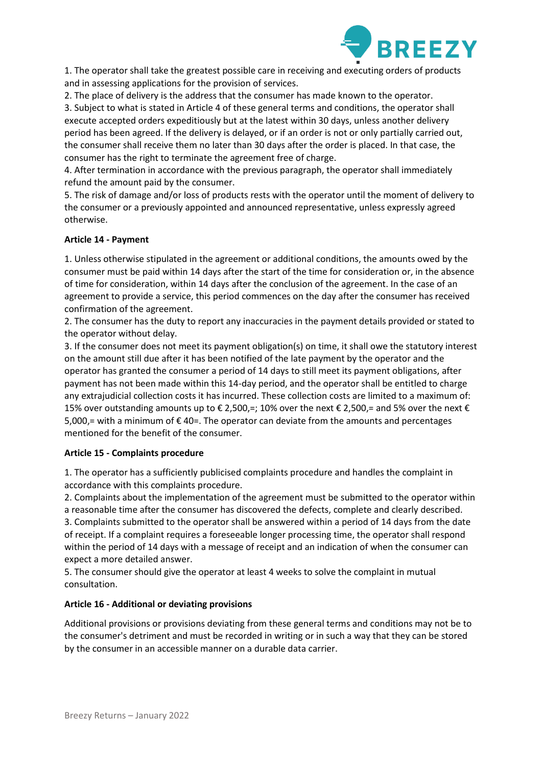1. The operator shall take the greatest possible care in receiving and executing orders of products and in assessing applications for the provision of services.
2. The place of delivery is the address that the consumer has made known to the operator.
3. Subject to what is stated in Article 4 of these general terms and conditions, the operator shall execute accepted orders expeditiously but at the latest within 30 days, unless another delivery period has been agreed. If the delivery is delayed, or if an order is not or only partially carried out, the consumer shall receive them no later than 30 days after the order is placed. In that case, the consumer has the right to terminate the agreement free of charge.
4. After termination in accordance with the previous paragraph, the operator shall immediately refund the amount paid by the consumer.
5. The risk of damage and/or loss of products rests with the operator until the moment of delivery to the consumer or a previously appointed and announced representative, unless expressly agreed otherwise.

**Article 14 - Payment**

1. Unless otherwise stipulated in the agreement or additional conditions, the amounts owed by the consumer must be paid within 14 days after the start of the time for consideration or, in the absence of time for consideration, within 14 days after the conclusion of the agreement. In the case of an agreement to provide a service, this period commences on the day after the consumer has received confirmation of the agreement.
2. The consumer has the duty to report any inaccuracies in the payment details provided or stated to the operator without delay.
3. If the consumer does not meet its payment obligation(s) on time, it shall owe the statutory interest on the amount still due after it has been notified of the late payment by the operator and the operator has granted the consumer a period of 14 days to still meet its payment obligations, after payment has not been made within this 14-day period, and the operator shall be entitled to charge any extrajudicial collection costs it has incurred. These collection costs are limited to a maximum of: 15% over outstanding amounts up to € 2,500,=; 10% over the next € 2,500,= and 5% over the next € 5,000,= with a minimum of € 40=. The operator can deviate from the amounts and percentages mentioned for the benefit of the consumer.

**Article 15 - Complaints procedure**

1. The operator has a sufficiently publicised complaints procedure and handles the complaint in accordance with this complaints procedure.
2. Complaints about the implementation of the agreement must be submitted to the operator within a reasonable time after the consumer has discovered the defects, complete and clearly described.
3. Complaints submitted to the operator shall be answered within a period of 14 days from the date of receipt. If a complaint requires a foreseeable longer processing time, the operator shall respond within the period of 14 days with a message of receipt and an indication of when the consumer can expect a more detailed answer.
5. The consumer should give the operator at least 4 weeks to solve the complaint in mutual consultation.

**Article 16 - Additional or deviating provisions**

Additional provisions or provisions deviating from these general terms and conditions may not be to the consumer's detriment and must be recorded in writing or in such a way that they can be stored by the consumer in an accessible manner on a durable data carrier.